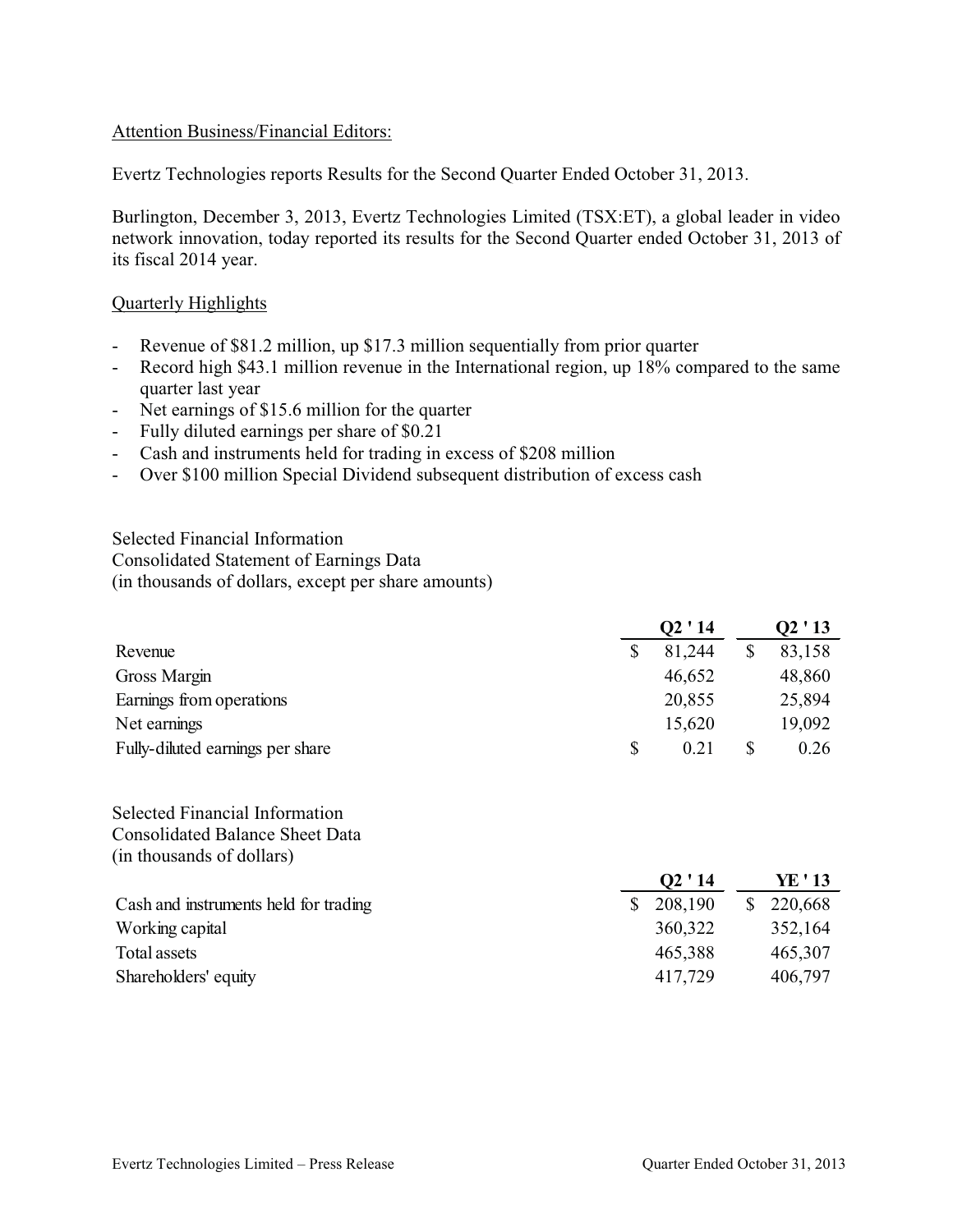Attention Business/Financial Editors:

Evertz Technologies reports Results for the Second Quarter Ended October 31, 2013.

Burlington, December 3, 2013, Evertz Technologies Limited (TSX:ET), a global leader in video network innovation, today reported its results for the Second Quarter ended October 31, 2013 of its fiscal 2014 year.

## Quarterly Highlights

- Revenue of $81.2 million, up $17.3 million sequentially from prior quarter
- Record high $43.1 million revenue in the International region, up 18% compared to the same quarter last year
- Net earnings of $15.6 million for the quarter
- Fully diluted earnings per share of $0.21
- Cash and instruments held for trading in excess of $208 million
- Over $100 million Special Dividend subsequent distribution of excess cash

Selected Financial Information
Consolidated Statement of Earnings Data
(in thousands of dollars, except per share amounts)

| | Q2 ' 14 | Q2 ' 13 |
|---|---|---|
| Revenue | $ 81,244 | $ 83,158 |
| Gross Margin | 46,652 | 48,860 |
| Earnings from operations | 20,855 | 25,894 |
| Net earnings | 15,620 | 19,092 |
| Fully-diluted earnings per share | $ 0.21 | $ 0.26 |

Selected Financial Information
Consolidated Balance Sheet Data
(in thousands of dollars)

| | Q2 ' 14 | YE ' 13 |
|---|---|---|
| Cash and instruments held for trading | $ 208,190 | $ 220,668 |
| Working capital | 360,322 | 352,164 |
| Total assets | 465,388 | 465,307 |
| Shareholders' equity | 417,729 | 406,797 |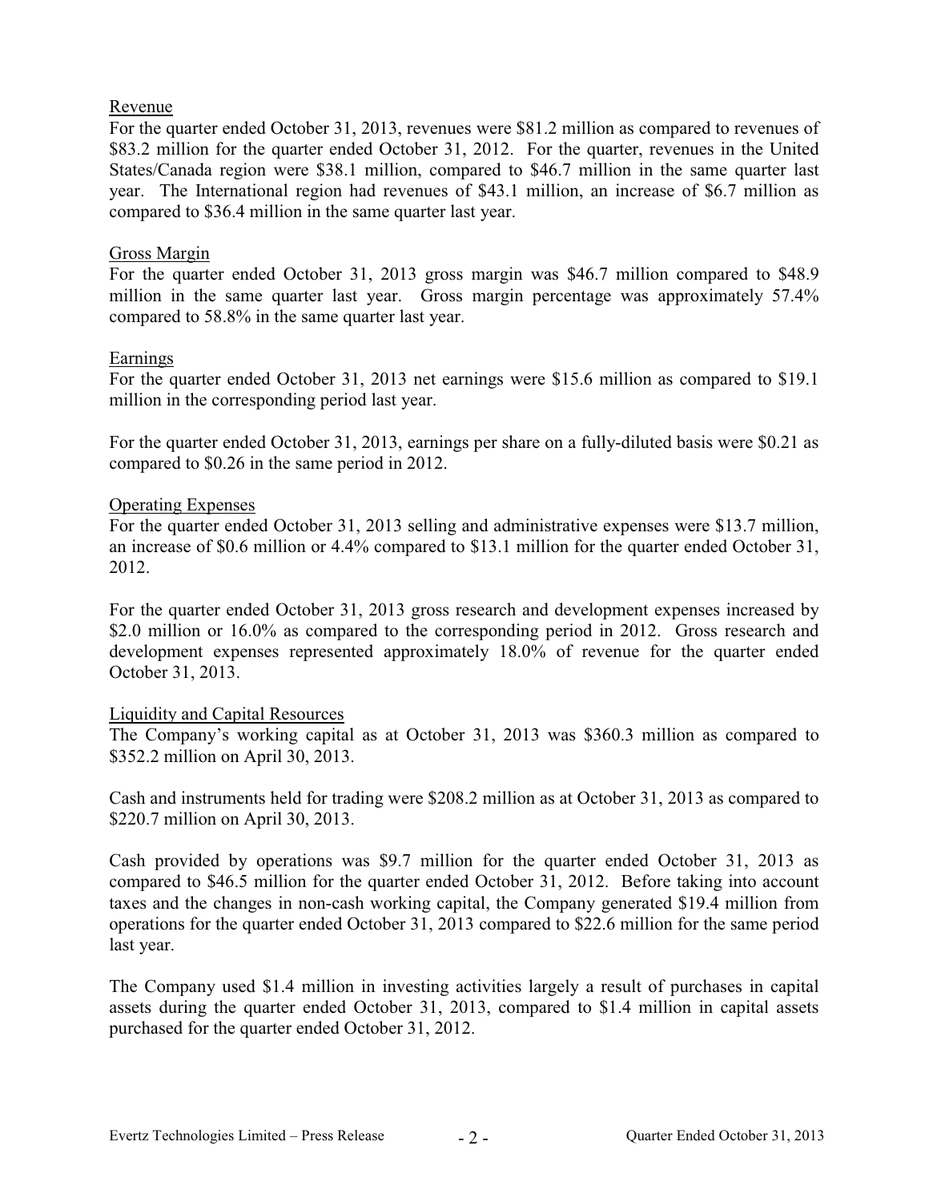## Revenue

For the quarter ended October 31, 2013, revenues were $81.2 million as compared to revenues of $83.2 million for the quarter ended October 31, 2012. For the quarter, revenues in the United States/Canada region were $38.1 million, compared to $46.7 million in the same quarter last year. The International region had revenues of $43.1 million, an increase of $6.7 million as compared to $36.4 million in the same quarter last year.

## Gross Margin

For the quarter ended October 31, 2013 gross margin was $46.7 million compared to $48.9 million in the same quarter last year. Gross margin percentage was approximately 57.4% compared to 58.8% in the same quarter last year.

## Earnings

For the quarter ended October 31, 2013 net earnings were $15.6 million as compared to $19.1 million in the corresponding period last year.

For the quarter ended October 31, 2013, earnings per share on a fully-diluted basis were $0.21 as compared to $0.26 in the same period in 2012.

## Operating Expenses

For the quarter ended October 31, 2013 selling and administrative expenses were $13.7 million, an increase of $0.6 million or 4.4% compared to $13.1 million for the quarter ended October 31, 2012.

For the quarter ended October 31, 2013 gross research and development expenses increased by $2.0 million or 16.0% as compared to the corresponding period in 2012. Gross research and development expenses represented approximately 18.0% of revenue for the quarter ended October 31, 2013.

## Liquidity and Capital Resources

The Company's working capital as at October 31, 2013 was $360.3 million as compared to $352.2 million on April 30, 2013.

Cash and instruments held for trading were $208.2 million as at October 31, 2013 as compared to $220.7 million on April 30, 2013.

Cash provided by operations was $9.7 million for the quarter ended October 31, 2013 as compared to $46.5 million for the quarter ended October 31, 2012. Before taking into account taxes and the changes in non-cash working capital, the Company generated $19.4 million from operations for the quarter ended October 31, 2013 compared to $22.6 million for the same period last year.

The Company used $1.4 million in investing activities largely a result of purchases in capital assets during the quarter ended October 31, 2013, compared to $1.4 million in capital assets purchased for the quarter ended October 31, 2012.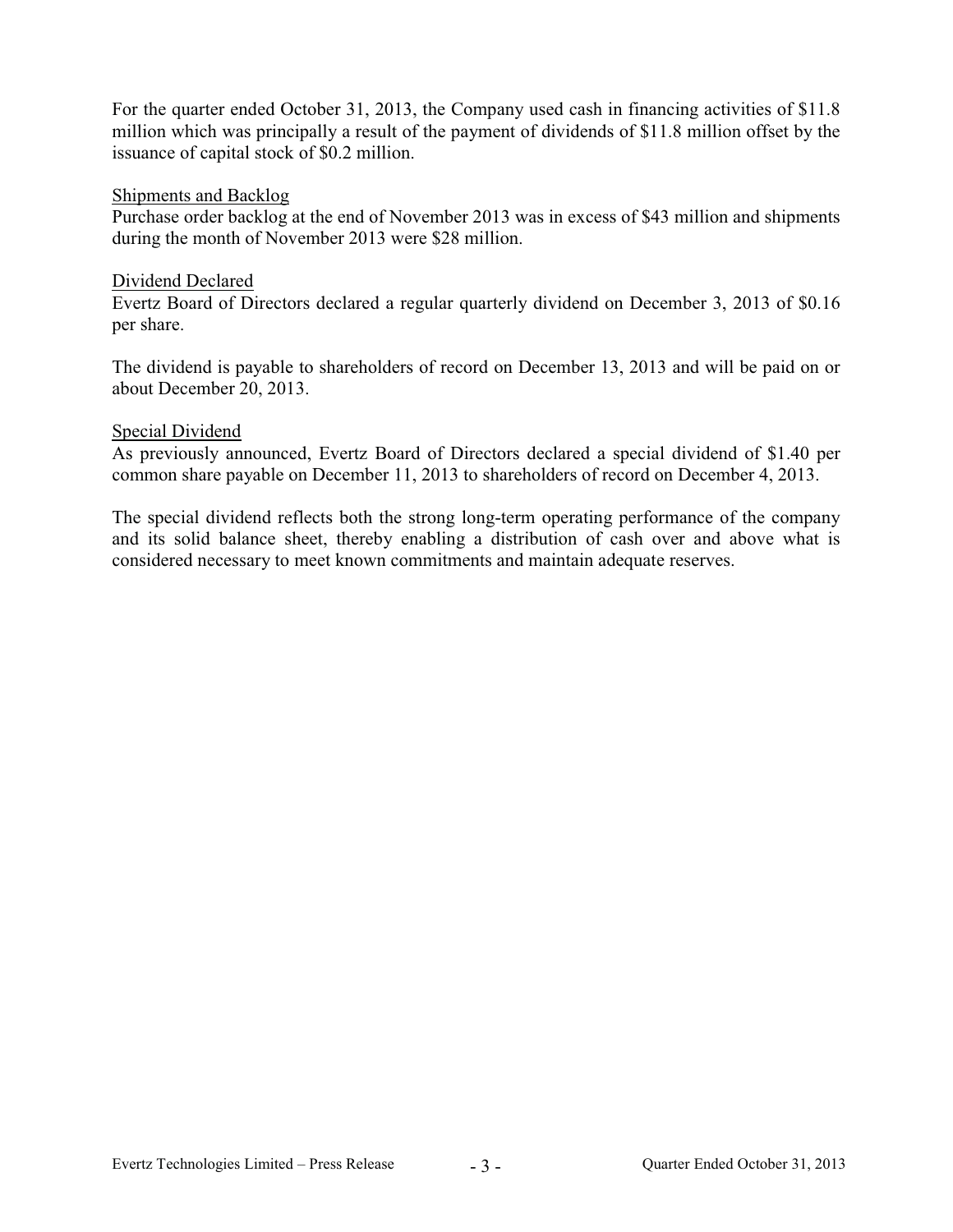For the quarter ended October 31, 2013, the Company used cash in financing activities of $11.8 million which was principally a result of the payment of dividends of $11.8 million offset by the issuance of capital stock of $0.2 million.

<u>Shipments and Backlog</u>

Purchase order backlog at the end of November 2013 was in excess of $43 million and shipments during the month of November 2013 were $28 million.

<u>Dividend Declared</u>

Evertz Board of Directors declared a regular quarterly dividend on December 3, 2013 of $0.16 per share.

The dividend is payable to shareholders of record on December 13, 2013 and will be paid on or about December 20, 2013.

<u>Special Dividend</u>

As previously announced, Evertz Board of Directors declared a special dividend of $1.40 per common share payable on December 11, 2013 to shareholders of record on December 4, 2013.

The special dividend reflects both the strong long-term operating performance of the company and its solid balance sheet, thereby enabling a distribution of cash over and above what is considered necessary to meet known commitments and maintain adequate reserves.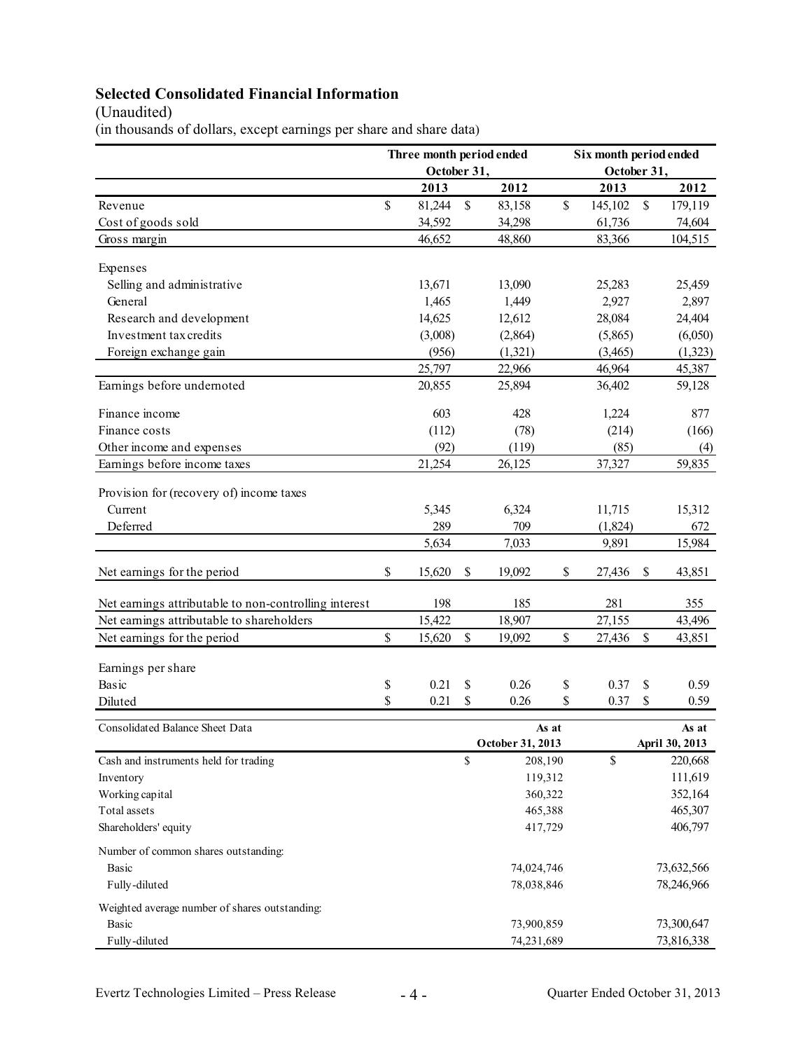## Selected Consolidated Financial Information

(Unaudited)

(in thousands of dollars, except earnings per share and share data)

| | Three month period ended October 31, | | Six month period ended October 31, | |
|---|---|---|---|---|
| | 2013 | 2012 | 2013 | 2012 |
| Revenue | $ 81,244 | $ 83,158 | $ 145,102 | $ 179,119 |
| Cost of goods sold | 34,592 | 34,298 | 61,736 | 74,604 |
| Gross margin | 46,652 | 48,860 | 83,366 | 104,515 |
| Expenses | | | | |
| Selling and administrative | 13,671 | 13,090 | 25,283 | 25,459 |
| General | 1,465 | 1,449 | 2,927 | 2,897 |
| Research and development | 14,625 | 12,612 | 28,084 | 24,404 |
| Investment tax credits | (3,008) | (2,864) | (5,865) | (6,050) |
| Foreign exchange gain | (956) | (1,321) | (3,465) | (1,323) |
| | 25,797 | 22,966 | 46,964 | 45,387 |
| Earnings before undernoted | 20,855 | 25,894 | 36,402 | 59,128 |
| Finance income | 603 | 428 | 1,224 | 877 |
| Finance costs | (112) | (78) | (214) | (166) |
| Other income and expenses | (92) | (119) | (85) | (4) |
| Earnings before income taxes | 21,254 | 26,125 | 37,327 | 59,835 |
| Provision for (recovery of) income taxes | | | | |
| Current | 5,345 | 6,324 | 11,715 | 15,312 |
| Deferred | 289 | 709 | (1,824) | 672 |
| | 5,634 | 7,033 | 9,891 | 15,984 |
| Net earnings for the period | $ 15,620 | $ 19,092 | $ 27,436 | $ 43,851 |
| Net earnings attributable to non-controlling interest | 198 | 185 | 281 | 355 |
| Net earnings attributable to shareholders | 15,422 | 18,907 | 27,155 | 43,496 |
| Net earnings for the period | $ 15,620 | $ 19,092 | $ 27,436 | $ 43,851 |
| Earnings per share | | | | |
| Basic | $ 0.21 | $ 0.26 | $ 0.37 | $ 0.59 |
| Diluted | $ 0.21 | $ 0.26 | $ 0.37 | $ 0.59 |

| Consolidated Balance Sheet Data | As at October 31, 2013 | As at April 30, 2013 |
|---|---|---|
| Cash and instruments held for trading | $ 208,190 | $ 220,668 |
| Inventory | 119,312 | 111,619 |
| Working capital | 360,322 | 352,164 |
| Total assets | 465,388 | 465,307 |
| Shareholders' equity | 417,729 | 406,797 |
| Number of common shares outstanding: | | |
| Basic | 74,024,746 | 73,632,566 |
| Fully-diluted | 78,038,846 | 78,246,966 |
| Weighted average number of shares outstanding: | | |
| Basic | 73,900,859 | 73,300,647 |
| Fully-diluted | 74,231,689 | 73,816,338 |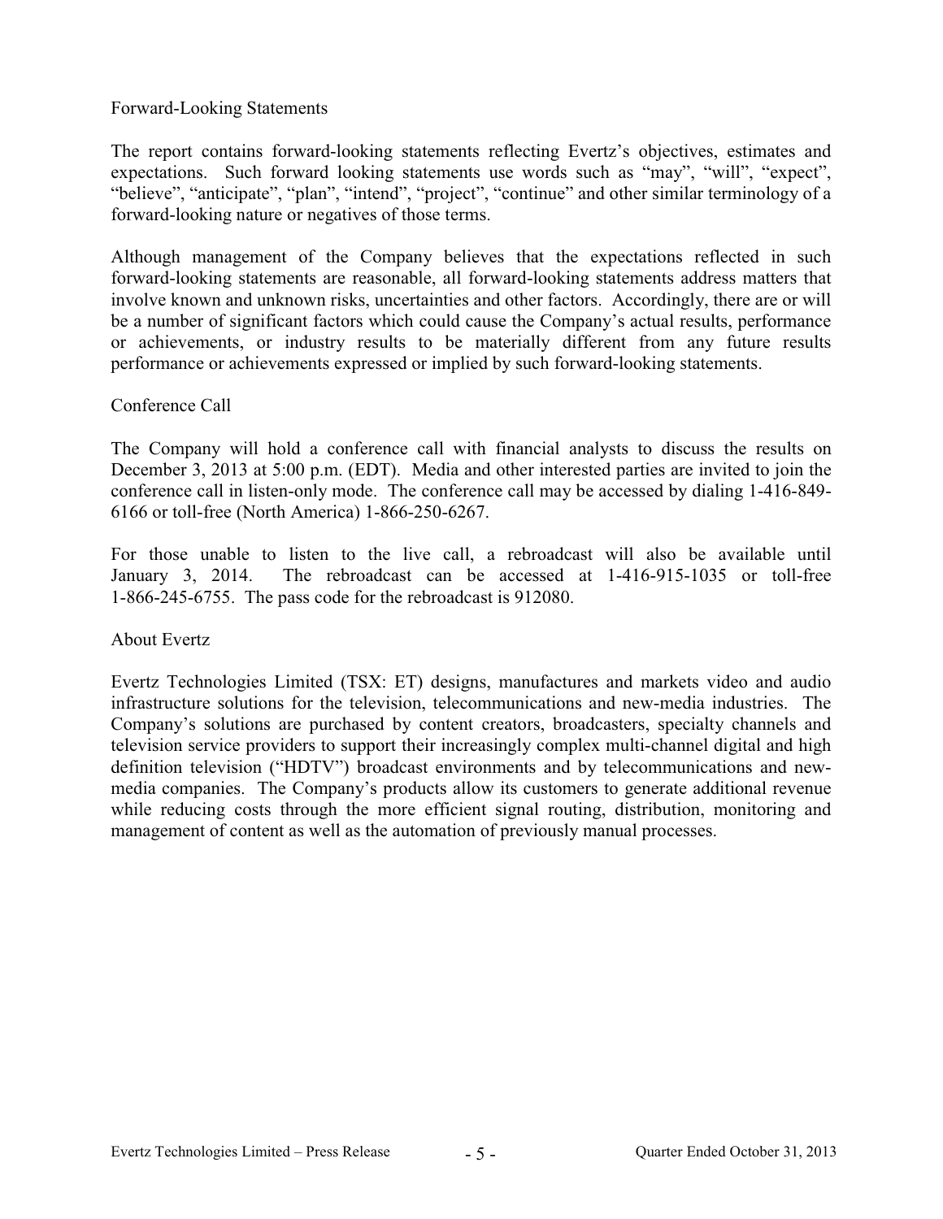## Forward-Looking Statements

The report contains forward-looking statements reflecting Evertz's objectives, estimates and expectations. Such forward looking statements use words such as "may", "will", "expect", "believe", "anticipate", "plan", "intend", "project", "continue" and other similar terminology of a forward-looking nature or negatives of those terms.

Although management of the Company believes that the expectations reflected in such forward-looking statements are reasonable, all forward-looking statements address matters that involve known and unknown risks, uncertainties and other factors. Accordingly, there are or will be a number of significant factors which could cause the Company's actual results, performance or achievements, or industry results to be materially different from any future results performance or achievements expressed or implied by such forward-looking statements.

## Conference Call

The Company will hold a conference call with financial analysts to discuss the results on December 3, 2013 at 5:00 p.m. (EDT). Media and other interested parties are invited to join the conference call in listen-only mode. The conference call may be accessed by dialing 1-416-849-6166 or toll-free (North America) 1-866-250-6267.

For those unable to listen to the live call, a rebroadcast will also be available until January 3, 2014. The rebroadcast can be accessed at 1-416-915-1035 or toll-free 1-866-245-6755. The pass code for the rebroadcast is 912080.

## About Evertz

Evertz Technologies Limited (TSX: ET) designs, manufactures and markets video and audio infrastructure solutions for the television, telecommunications and new-media industries. The Company's solutions are purchased by content creators, broadcasters, specialty channels and television service providers to support their increasingly complex multi-channel digital and high definition television ("HDTV") broadcast environments and by telecommunications and new-media companies. The Company's products allow its customers to generate additional revenue while reducing costs through the more efficient signal routing, distribution, monitoring and management of content as well as the automation of previously manual processes.